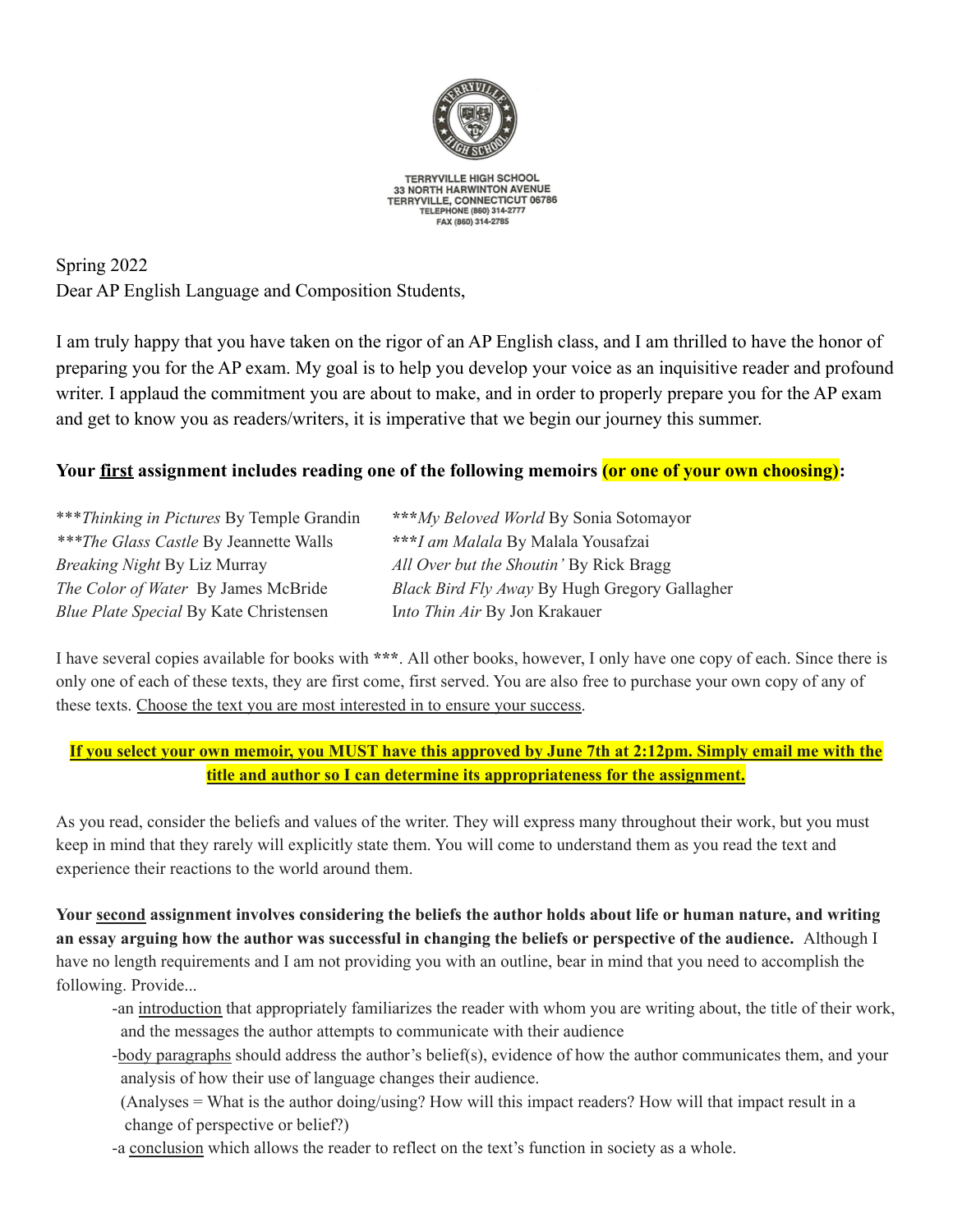TERRYVILLE HIGH SCHOOL
33 NORTH HARWINTON AVENUE
TERRYVILLE, CONNECTICUT 06786
TELEPHONE (860) 314-2777
FAX (860) 314-2785

Spring 2022
Dear AP English Language and Composition Students,

I am truly happy that you have taken on the rigor of an AP English class, and I am thrilled to have the honor of preparing you for the AP exam. My goal is to help you develop your voice as an inquisitive reader and profound writer. I applaud the commitment you are about to make, and in order to properly prepare you for the AP exam and get to know you as readers/writers, it is imperative that we begin our journey this summer.

**Your first assignment includes reading one of the following memoirs (or one of your own choosing):**

***_Thinking in Pictures_ By Temple Grandin
***_The Glass Castle_ By Jeannette Walls
_Breaking Night_ By Liz Murray
_The Color of Water_ By James McBride
_Blue Plate Special_ By Kate Christensen
***_My Beloved World_ By Sonia Sotomayor
***_I am Malala_ By Malala Yousafzai
_All Over but the Shoutin'_ By Rick Bragg
_Black Bird Fly Away_ By Hugh Gregory Gallagher
_Into Thin Air_ By Jon Krakauer

I have several copies available for books with ***. All other books, however, I only have one copy of each. Since there is only one of each of these texts, they are first come, first served. You are also free to purchase your own copy of any of these texts. Choose the text you are most interested in to ensure your success.

**If you select your own memoir, you MUST have this approved by June 7th at 2:12pm. Simply email me with the title and author so I can determine its appropriateness for the assignment.**

As you read, consider the beliefs and values of the writer. They will express many throughout their work, but you must keep in mind that they rarely will explicitly state them. You will come to understand them as you read the text and experience their reactions to the world around them.

**Your second assignment involves considering the beliefs the author holds about life or human nature, and writing an essay arguing how the author was successful in changing the beliefs or perspective of the audience.** Although I have no length requirements and I am not providing you with an outline, bear in mind that you need to accomplish the following. Provide...

- an introduction that appropriately familiarizes the reader with whom you are writing about, the title of their work, and the messages the author attempts to communicate with their audience
- body paragraphs should address the author's belief(s), evidence of how the author communicates them, and your analysis of how their use of language changes their audience.
  (Analyses = What is the author doing/using? How will this impact readers? How will that impact result in a change of perspective or belief?)
- a conclusion which allows the reader to reflect on the text's function in society as a whole.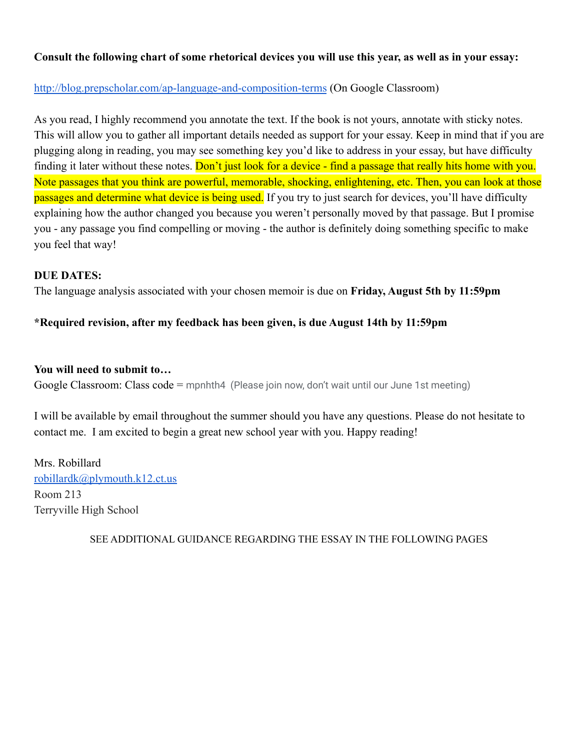**Consult the following chart of some rhetorical devices you will use this year, as well as in your essay:**

[http://blog.prepscholar.com/ap-language-and-composition-terms](http://blog.prepscholar.com/ap-language-and-composition-terms) (On Google Classroom)

As you read, I highly recommend you annotate the text. If the book is not yours, annotate with sticky notes. This will allow you to gather all important details needed as support for your essay. Keep in mind that if you are plugging along in reading, you may see something key you'd like to address in your essay, but have difficulty finding it later without these notes. Don't just look for a device - find a passage that really hits home with you. Note passages that you think are powerful, memorable, shocking, enlightening, etc. Then, you can look at those passages and determine what device is being used. If you try to just search for devices, you'll have difficulty explaining how the author changed you because you weren't personally moved by that passage. But I promise you - any passage you find compelling or moving - the author is definitely doing something specific to make you feel that way!

**DUE DATES:**

The language analysis associated with your chosen memoir is due on **Friday, August 5th by 11:59pm**

**\*Required revision, after my feedback has been given, is due August 14th by 11:59pm**

**You will need to submit to…**

Google Classroom: Class code = mpnhth4 (Please join now, don't wait until our June 1st meeting)

I will be available by email throughout the summer should you have any questions. Please do not hesitate to contact me. I am excited to begin a great new school year with you. Happy reading!

Mrs. Robillard
[robillardk@plymouth.k12.ct.us](mailto:robillardk@plymouth.k12.ct.us)
Room 213
Terryville High School

SEE ADDITIONAL GUIDANCE REGARDING THE ESSAY IN THE FOLLOWING PAGES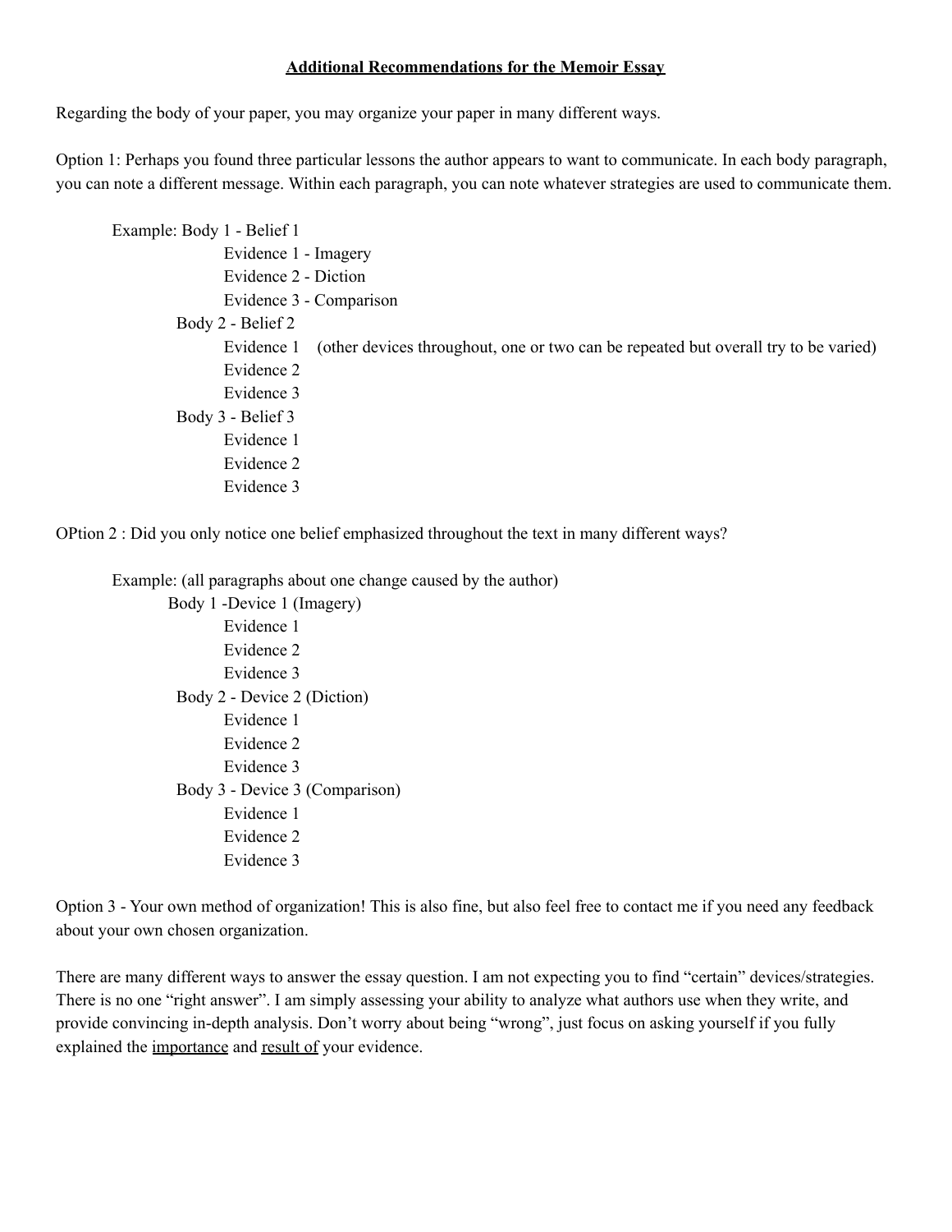## Additional Recommendations for the Memoir Essay

Regarding the body of your paper, you may organize your paper in many different ways.

Option 1: Perhaps you found three particular lessons the author appears to want to communicate. In each body paragraph, you can note a different message. Within each paragraph, you can note whatever strategies are used to communicate them.

Example: Body 1 - Belief 1
- Evidence 1 - Imagery
- Evidence 2 - Diction
- Evidence 3 - Comparison

Body 2 - Belief 2
- Evidence 1 (other devices throughout, one or two can be repeated but overall try to be varied)
- Evidence 2
- Evidence 3

Body 3 - Belief 3
- Evidence 1
- Evidence 2
- Evidence 3

OPtion 2 : Did you only notice one belief emphasized throughout the text in many different ways?

Example: (all paragraphs about one change caused by the author)

Body 1 -Device 1 (Imagery)
- Evidence 1
- Evidence 2
- Evidence 3

Body 2 - Device 2 (Diction)
- Evidence 1
- Evidence 2
- Evidence 3

Body 3 - Device 3 (Comparison)
- Evidence 1
- Evidence 2
- Evidence 3

Option 3 - Your own method of organization! This is also fine, but also feel free to contact me if you need any feedback about your own chosen organization.

There are many different ways to answer the essay question. I am not expecting you to find "certain" devices/strategies. There is no one "right answer". I am simply assessing your ability to analyze what authors use when they write, and provide convincing in-depth analysis. Don't worry about being "wrong", just focus on asking yourself if you fully explained the <u>importance</u> and <u>result of</u> your evidence.